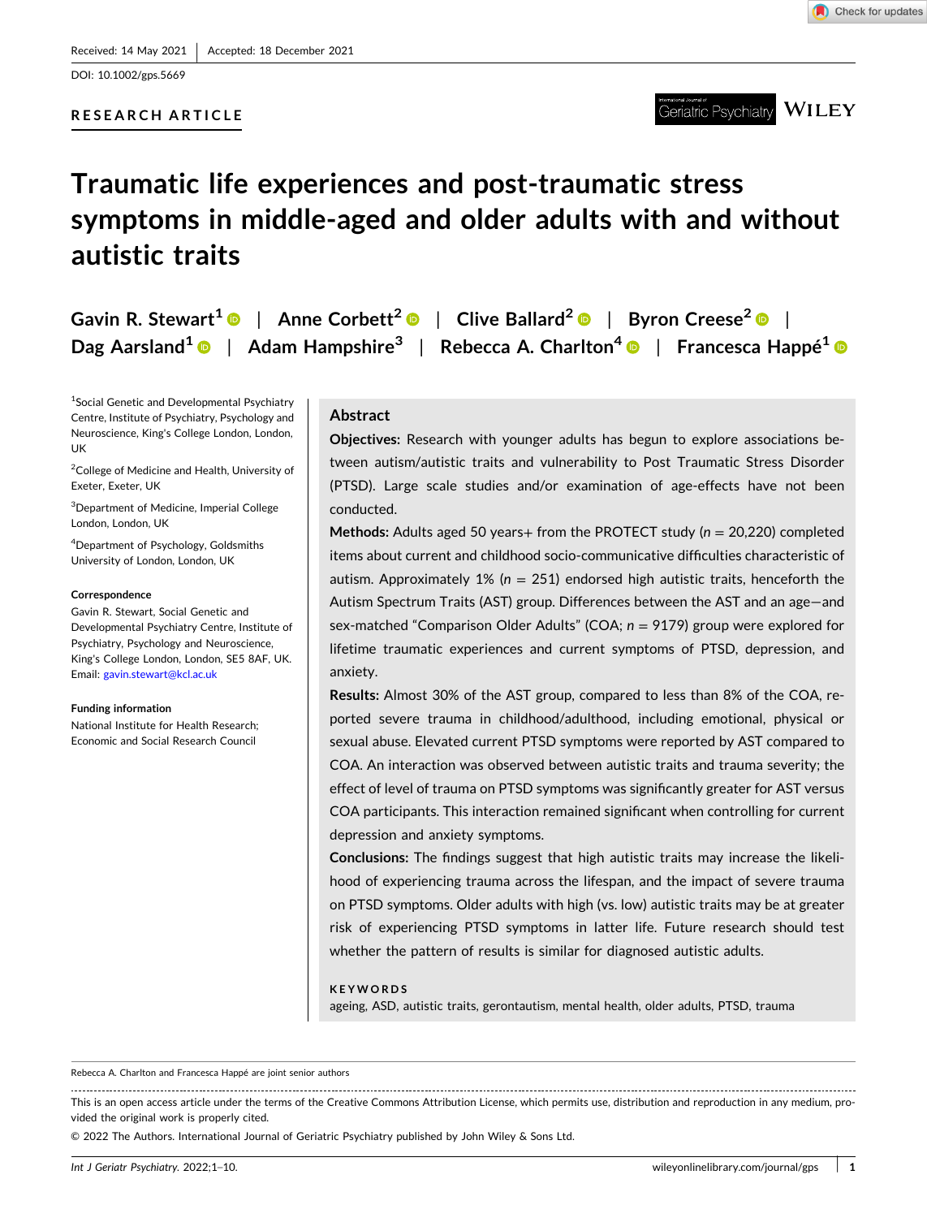Received: 14 May 2021 | Accepted: 18 December 2021

DOI: 10.1002/gps.5669

RESEARCH ARTICLE

# Traumatic life experiences and post-traumatic stress symptoms in middle-aged and older adults with and without autistic traits

Gavin R. Stewart[1] | Anne Corbett[2] | Clive Ballard[2] | Byron Creese[2] | Dag Aarsland[1] | Adam Hampshire[3] | Rebecca A. Charlton[4] | Francesca Happé[1]

[1]Social Genetic and Developmental Psychiatry Centre, Institute of Psychiatry, Psychology and Neuroscience, King's College London, London, UK

[2]College of Medicine and Health, University of Exeter, Exeter, UK

[3]Department of Medicine, Imperial College London, London, UK

[4]Department of Psychology, Goldsmiths University of London, London, UK

**Correspondence**
Gavin R. Stewart, Social Genetic and Developmental Psychiatry Centre, Institute of Psychiatry, Psychology and Neuroscience, King's College London, London, SE5 8AF, UK.
Email: gavin.stewart@kcl.ac.uk

**Funding information**
National Institute for Health Research; Economic and Social Research Council

## Abstract

**Objectives:** Research with younger adults has begun to explore associations between autism/autistic traits and vulnerability to Post Traumatic Stress Disorder (PTSD). Large scale studies and/or examination of age-effects have not been conducted.

**Methods:** Adults aged 50 years+ from the PROTECT study ($n = 20{,}220$) completed items about current and childhood socio-communicative difficulties characteristic of autism. Approximately 1% ($n = 251$) endorsed high autistic traits, henceforth the Autism Spectrum Traits (AST) group. Differences between the AST and an age—and sex-matched "Comparison Older Adults" (COA; $n = 9179$) group were explored for lifetime traumatic experiences and current symptoms of PTSD, depression, and anxiety.

**Results:** Almost 30% of the AST group, compared to less than 8% of the COA, reported severe trauma in childhood/adulthood, including emotional, physical or sexual abuse. Elevated current PTSD symptoms were reported by AST compared to COA. An interaction was observed between autistic traits and trauma severity; the effect of level of trauma on PTSD symptoms was significantly greater for AST versus COA participants. This interaction remained significant when controlling for current depression and anxiety symptoms.

**Conclusions:** The findings suggest that high autistic traits may increase the likelihood of experiencing trauma across the lifespan, and the impact of severe trauma on PTSD symptoms. Older adults with high (vs. low) autistic traits may be at greater risk of experiencing PTSD symptoms in latter life. Future research should test whether the pattern of results is similar for diagnosed autistic adults.

**KEYWORDS**
ageing, ASD, autistic traits, gerontautism, mental health, older adults, PTSD, trauma

Rebecca A. Charlton and Francesca Happé are joint senior authors

This is an open access article under the terms of the Creative Commons Attribution License, which permits use, distribution and reproduction in any medium, provided the original work is properly cited.

© 2022 The Authors. International Journal of Geriatric Psychiatry published by John Wiley & Sons Ltd.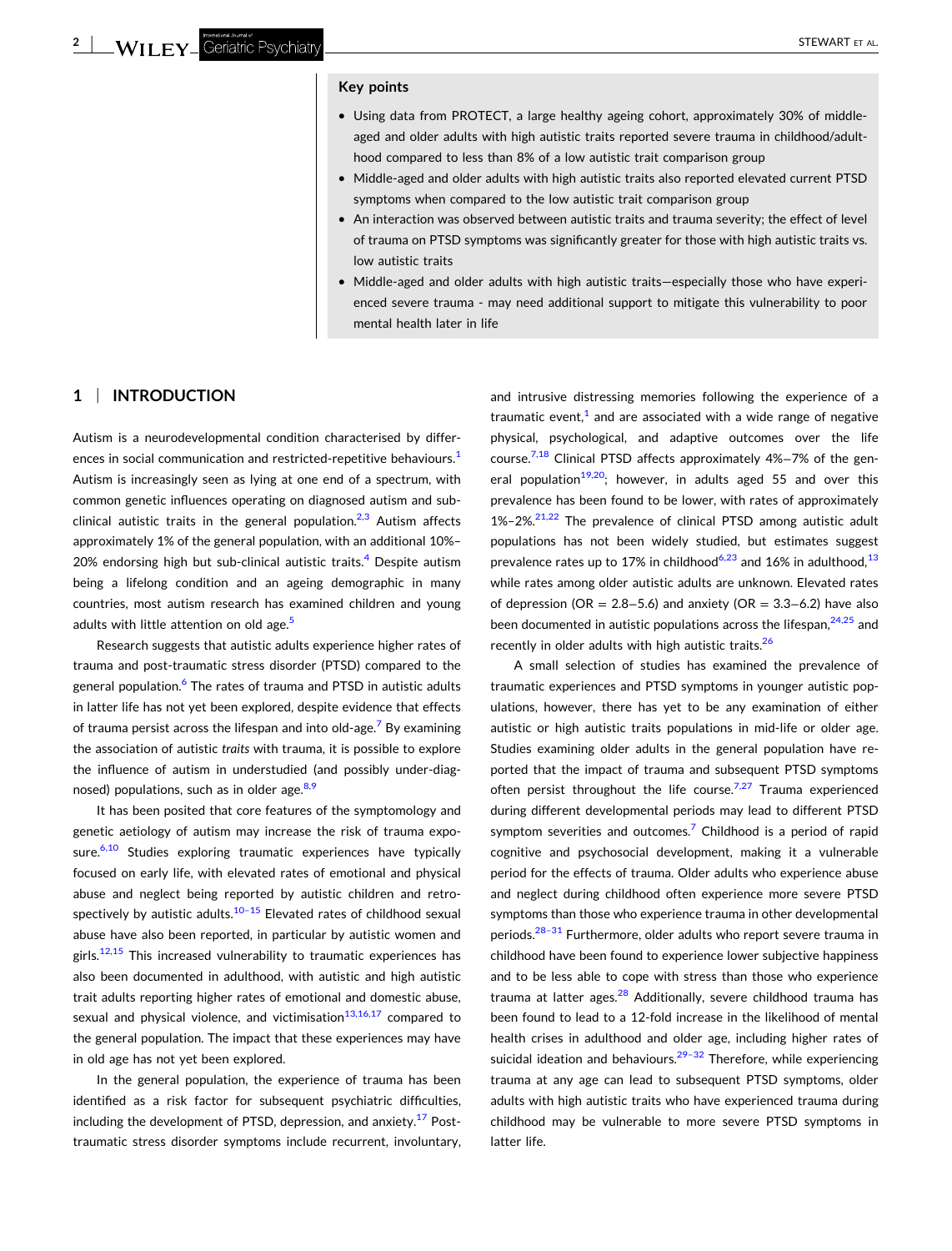**Key points**

- Using data from PROTECT, a large healthy ageing cohort, approximately 30% of middle-aged and older adults with high autistic traits reported severe trauma in childhood/adulthood compared to less than 8% of a low autistic trait comparison group
- Middle-aged and older adults with high autistic traits also reported elevated current PTSD symptoms when compared to the low autistic trait comparison group
- An interaction was observed between autistic traits and trauma severity; the effect of level of trauma on PTSD symptoms was significantly greater for those with high autistic traits vs. low autistic traits
- Middle-aged and older adults with high autistic traits—especially those who have experienced severe trauma - may need additional support to mitigate this vulnerability to poor mental health later in life

## 1 | INTRODUCTION

Autism is a neurodevelopmental condition characterised by differences in social communication and restricted-repetitive behaviours.[1] Autism is increasingly seen as lying at one end of a spectrum, with common genetic influences operating on diagnosed autism and sub-clinical autistic traits in the general population.[2,3] Autism affects approximately 1% of the general population, with an additional 10%–20% endorsing high but sub-clinical autistic traits.[4] Despite autism being a lifelong condition and an ageing demographic in many countries, most autism research has examined children and young adults with little attention on old age.[5]

Research suggests that autistic adults experience higher rates of trauma and post-traumatic stress disorder (PTSD) compared to the general population.[6] The rates of trauma and PTSD in autistic adults in latter life has not yet been explored, despite evidence that effects of trauma persist across the lifespan and into old-age.[7] By examining the association of autistic *traits* with trauma, it is possible to explore the influence of autism in understudied (and possibly under-diagnosed) populations, such as in older age.[8,9]

It has been posited that core features of the symptomology and genetic aetiology of autism may increase the risk of trauma exposure.[6,10] Studies exploring traumatic experiences have typically focused on early life, with elevated rates of emotional and physical abuse and neglect being reported by autistic children and retrospectively by autistic adults.[10–15] Elevated rates of childhood sexual abuse have also been reported, in particular by autistic women and girls.[12,15] This increased vulnerability to traumatic experiences has also been documented in adulthood, with autistic and high autistic trait adults reporting higher rates of emotional and domestic abuse, sexual and physical violence, and victimisation[13,16,17] compared to the general population. The impact that these experiences may have in old age has not yet been explored.

In the general population, the experience of trauma has been identified as a risk factor for subsequent psychiatric difficulties, including the development of PTSD, depression, and anxiety.[17] Post-traumatic stress disorder symptoms include recurrent, involuntary, and intrusive distressing memories following the experience of a traumatic event,[1] and are associated with a wide range of negative physical, psychological, and adaptive outcomes over the life course.[7,18] Clinical PTSD affects approximately 4%–7% of the general population[19,20]; however, in adults aged 55 and over this prevalence has been found to be lower, with rates of approximately 1%–2%.[21,22] The prevalence of clinical PTSD among autistic adult populations has not been widely studied, but estimates suggest prevalence rates up to 17% in childhood[6,23] and 16% in adulthood,[13] while rates among older autistic adults are unknown. Elevated rates of depression (OR = 2.8–5.6) and anxiety (OR = 3.3–6.2) have also been documented in autistic populations across the lifespan,[24,25] and recently in older adults with high autistic traits.[26]

A small selection of studies has examined the prevalence of traumatic experiences and PTSD symptoms in younger autistic populations, however, there has yet to be any examination of either autistic or high autistic traits populations in mid-life or older age. Studies examining older adults in the general population have reported that the impact of trauma and subsequent PTSD symptoms often persist throughout the life course.[7,27] Trauma experienced during different developmental periods may lead to different PTSD symptom severities and outcomes.[7] Childhood is a period of rapid cognitive and psychosocial development, making it a vulnerable period for the effects of trauma. Older adults who experience abuse and neglect during childhood often experience more severe PTSD symptoms than those who experience trauma in other developmental periods.[28–31] Furthermore, older adults who report severe trauma in childhood have been found to experience lower subjective happiness and to be less able to cope with stress than those who experience trauma at latter ages.[28] Additionally, severe childhood trauma has been found to lead to a 12-fold increase in the likelihood of mental health crises in adulthood and older age, including higher rates of suicidal ideation and behaviours.[29–32] Therefore, while experiencing trauma at any age can lead to subsequent PTSD symptoms, older adults with high autistic traits who have experienced trauma during childhood may be vulnerable to more severe PTSD symptoms in latter life.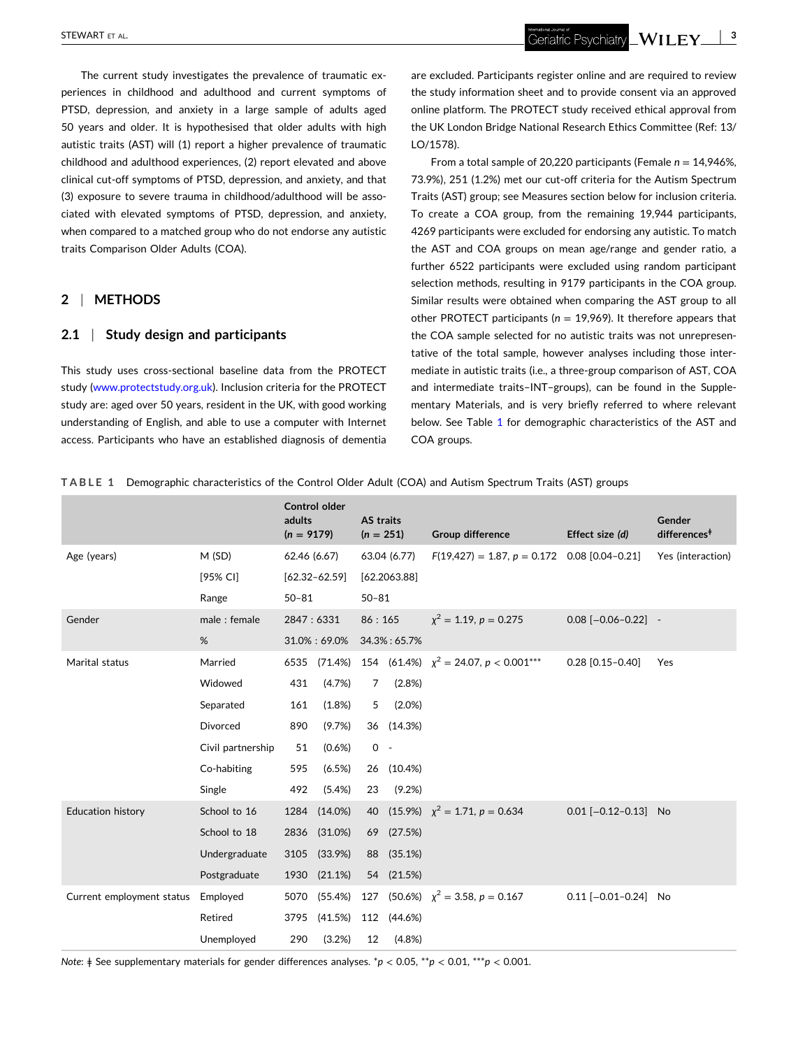The current study investigates the prevalence of traumatic experiences in childhood and adulthood and current symptoms of PTSD, depression, and anxiety in a large sample of adults aged 50 years and older. It is hypothesised that older adults with high autistic traits (AST) will (1) report a higher prevalence of traumatic childhood and adulthood experiences, (2) report elevated and above clinical cut-off symptoms of PTSD, depression, and anxiety, and that (3) exposure to severe trauma in childhood/adulthood will be associated with elevated symptoms of PTSD, depression, and anxiety, when compared to a matched group who do not endorse any autistic traits Comparison Older Adults (COA).

## 2 | METHODS

### 2.1 | Study design and participants

This study uses cross-sectional baseline data from the PROTECT study (www.protectstudy.org.uk). Inclusion criteria for the PROTECT study are: aged over 50 years, resident in the UK, with good working understanding of English, and able to use a computer with Internet access. Participants who have an established diagnosis of dementia are excluded. Participants register online and are required to review the study information sheet and to provide consent via an approved online platform. The PROTECT study received ethical approval from the UK London Bridge National Research Ethics Committee (Ref: 13/LO/1578).

From a total sample of 20,220 participants (Female $n = 14{,}946$, 73.9%), 251 (1.2%) met our cut-off criteria for the Autism Spectrum Traits (AST) group; see Measures section below for inclusion criteria. To create a COA group, from the remaining 19,944 participants, 4269 participants were excluded for endorsing any autistic. To match the AST and COA groups on mean age/range and gender ratio, a further 6522 participants were excluded using random participant selection methods, resulting in 9179 participants in the COA group. Similar results were obtained when comparing the AST group to all other PROTECT participants ($n = 19{,}969$). It therefore appears that the COA sample selected for no autistic traits was not unrepresentative of the total sample, however analyses including those intermediate in autistic traits (i.e., a three-group comparison of AST, COA and intermediate traits–INT–groups), can be found in the Supplementary Materials, and is very briefly referred to where relevant below. See Table 1 for demographic characteristics of the AST and COA groups.

**TABLE 1** Demographic characteristics of the Control Older Adult (COA) and Autism Spectrum Traits (AST) groups

| | | Control older adults ($n = 9179$) | | AS traits ($n = 251$) | | Group difference | Effect size ($d$) | Gender differences[ǂ] |
|---|---|---|---|---|---|---|---|---|
| Age (years) | M (SD) | 62.46 (6.67) | | 63.04 (6.77) | | $F(19{,}427) = 1.87$, $p = 0.172$ | 0.08 [0.04–0.21] | Yes (interaction) |
| | [95% CI] | [62.32–62.59] | | [62.2063.88] | | | | |
| | Range | 50–81 | | 50–81 | | | | |
| Gender | male : female | 2847 : 6331 | | 86 : 165 | | $\chi^2 = 1.19$, $p = 0.275$ | 0.08 [−0.06–0.22] | - |
| | % | 31.0% : 69.0% | | 34.3% : 65.7% | | | | |
| Marital status | Married | 6535 | (71.4%) | 154 | (61.4%) | $\chi^2 = 24.07$, $p < 0.001$*** | 0.28 [0.15–0.40] | Yes |
| | Widowed | 431 | (4.7%) | 7 | (2.8%) | | | |
| | Separated | 161 | (1.8%) | 5 | (2.0%) | | | |
| | Divorced | 890 | (9.7%) | 36 | (14.3%) | | | |
| | Civil partnership | 51 | (0.6%) | 0 | - | | | |
| | Co-habiting | 595 | (6.5%) | 26 | (10.4%) | | | |
| | Single | 492 | (5.4%) | 23 | (9.2%) | | | |
| Education history | School to 16 | 1284 | (14.0%) | 40 | (15.9%) | $\chi^2 = 1.71$, $p = 0.634$ | 0.01 [−0.12–0.13] | No |
| | School to 18 | 2836 | (31.0%) | 69 | (27.5%) | | | |
| | Undergraduate | 3105 | (33.9%) | 88 | (35.1%) | | | |
| | Postgraduate | 1930 | (21.1%) | 54 | (21.5%) | | | |
| Current employment status | Employed | 5070 | (55.4%) | 127 | (50.6%) | $\chi^2 = 3.58$, $p = 0.167$ | 0.11 [−0.01–0.24] | No |
| | Retired | 3795 | (41.5%) | 112 | (44.6%) | | | |
| | Unemployed | 290 | (3.2%) | 12 | (4.8%) | | | |

*Note*: ǂ See supplementary materials for gender differences analyses. *$p < 0.05$, **$p < 0.01$, ***$p < 0.001$.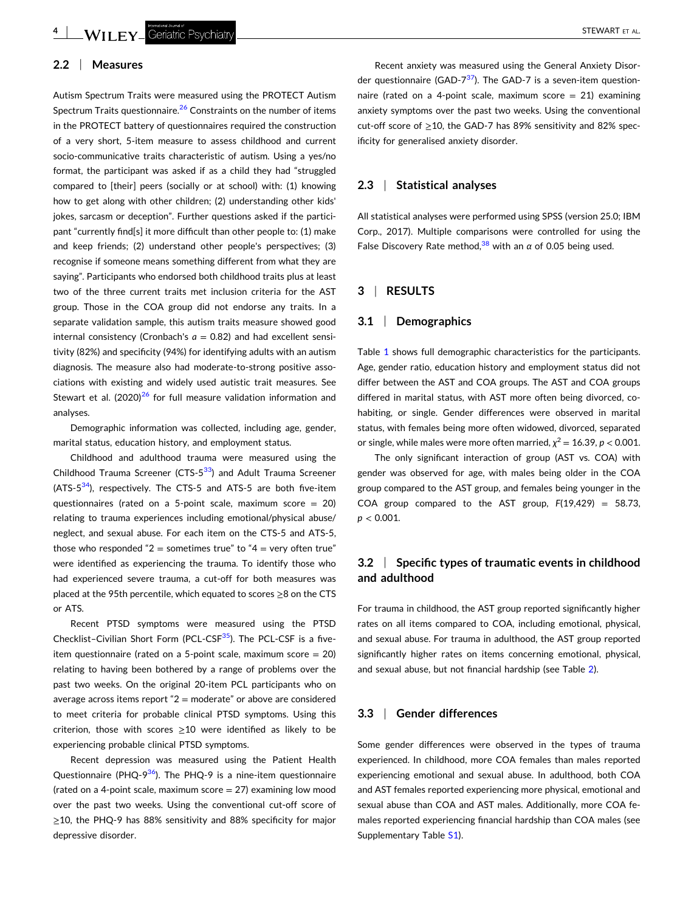### 2.2 | Measures

Autism Spectrum Traits were measured using the PROTECT Autism Spectrum Traits questionnaire.[26] Constraints on the number of items in the PROTECT battery of questionnaires required the construction of a very short, 5-item measure to assess childhood and current socio-communicative traits characteristic of autism. Using a yes/no format, the participant was asked if as a child they had "struggled compared to [their] peers (socially or at school) with: (1) knowing how to get along with other children; (2) understanding other kids' jokes, sarcasm or deception". Further questions asked if the participant "currently find[s] it more difficult than other people to: (1) make and keep friends; (2) understand other people's perspectives; (3) recognise if someone means something different from what they are saying". Participants who endorsed both childhood traits plus at least two of the three current traits met inclusion criteria for the AST group. Those in the COA group did not endorse any traits. In a separate validation sample, this autism traits measure showed good internal consistency (Cronbach's $a$ = 0.82) and had excellent sensitivity (82%) and specificity (94%) for identifying adults with an autism diagnosis. The measure also had moderate-to-strong positive associations with existing and widely used autistic trait measures. See Stewart et al. (2020)[26] for full measure validation information and analyses.

Demographic information was collected, including age, gender, marital status, education history, and employment status.

Childhood and adulthood trauma were measured using the Childhood Trauma Screener (CTS-5[33]) and Adult Trauma Screener (ATS-5[34]), respectively. The CTS-5 and ATS-5 are both five-item questionnaires (rated on a 5-point scale, maximum score = 20) relating to trauma experiences including emotional/physical abuse/neglect, and sexual abuse. For each item on the CTS-5 and ATS-5, those who responded "2 = sometimes true" to "4 = very often true" were identified as experiencing the trauma. To identify those who had experienced severe trauma, a cut-off for both measures was placed at the 95th percentile, which equated to scores ≥8 on the CTS or ATS.

Recent PTSD symptoms were measured using the PTSD Checklist–Civilian Short Form (PCL-CSF[35]). The PCL-CSF is a five-item questionnaire (rated on a 5-point scale, maximum score = 20) relating to having been bothered by a range of problems over the past two weeks. On the original 20-item PCL participants who on average across items report "2 = moderate" or above are considered to meet criteria for probable clinical PTSD symptoms. Using this criterion, those with scores ≥10 were identified as likely to be experiencing probable clinical PTSD symptoms.

Recent depression was measured using the Patient Health Questionnaire (PHQ-9[36]). The PHQ-9 is a nine-item questionnaire (rated on a 4-point scale, maximum score = 27) examining low mood over the past two weeks. Using the conventional cut-off score of ≥10, the PHQ-9 has 88% sensitivity and 88% specificity for major depressive disorder.

Recent anxiety was measured using the General Anxiety Disorder questionnaire (GAD-7[37]). The GAD-7 is a seven-item questionnaire (rated on a 4-point scale, maximum score = 21) examining anxiety symptoms over the past two weeks. Using the conventional cut-off score of ≥10, the GAD-7 has 89% sensitivity and 82% specificity for generalised anxiety disorder.

### 2.3 | Statistical analyses

All statistical analyses were performed using SPSS (version 25.0; IBM Corp., 2017). Multiple comparisons were controlled for using the False Discovery Rate method,[38] with an $\alpha$ of 0.05 being used.

## 3 | RESULTS

### 3.1 | Demographics

Table 1 shows full demographic characteristics for the participants. Age, gender ratio, education history and employment status did not differ between the AST and COA groups. The AST and COA groups differed in marital status, with AST more often being divorced, co-habiting, or single. Gender differences were observed in marital status, with females being more often widowed, divorced, separated or single, while males were more often married, $\chi^2 = 16.39$, $p < 0.001$.

The only significant interaction of group (AST vs. COA) with gender was observed for age, with males being older in the COA group compared to the AST group, and females being younger in the COA group compared to the AST group, $F(19{,}429) = 58.73$, $p < 0.001$.

### 3.2 | Specific types of traumatic events in childhood and adulthood

For trauma in childhood, the AST group reported significantly higher rates on all items compared to COA, including emotional, physical, and sexual abuse. For trauma in adulthood, the AST group reported significantly higher rates on items concerning emotional, physical, and sexual abuse, but not financial hardship (see Table 2).

### 3.3 | Gender differences

Some gender differences were observed in the types of trauma experienced. In childhood, more COA females than males reported experiencing emotional and sexual abuse. In adulthood, both COA and AST females reported experiencing more physical, emotional and sexual abuse than COA and AST males. Additionally, more COA females reported experiencing financial hardship than COA males (see Supplementary Table S1).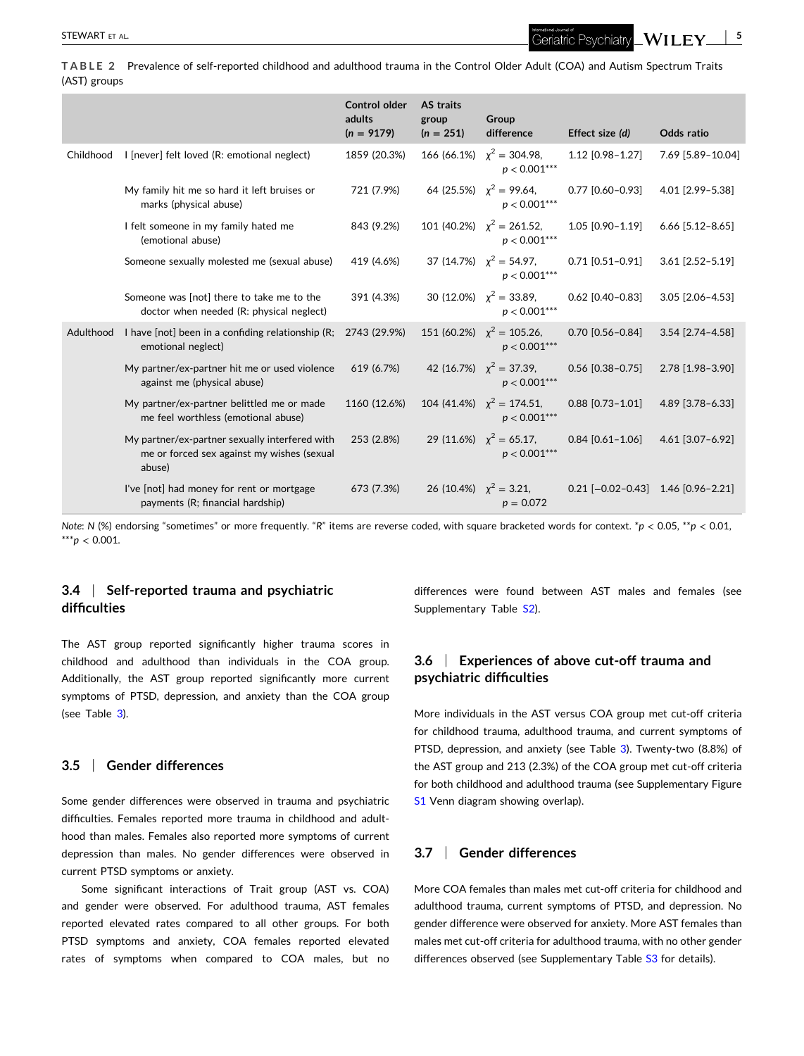**TABLE 2** Prevalence of self-reported childhood and adulthood trauma in the Control Older Adult (COA) and Autism Spectrum Traits (AST) groups

| | | Control older adults ($n$ = 9179) | AS traits group ($n$ = 251) | Group difference | Effect size ($d$) | Odds ratio |
|---|---|---|---|---|---|---|
| Childhood | I [never] felt loved (R: emotional neglect) | 1859 (20.3%) | 166 (66.1%) | $\chi^2$ = 304.98, $p < 0.001$*** | 1.12 [0.98–1.27] | 7.69 [5.89–10.04] |
| | My family hit me so hard it left bruises or marks (physical abuse) | 721 (7.9%) | 64 (25.5%) | $\chi^2$ = 99.64, $p < 0.001$*** | 0.77 [0.60–0.93] | 4.01 [2.99–5.38] |
| | I felt someone in my family hated me (emotional abuse) | 843 (9.2%) | 101 (40.2%) | $\chi^2$ = 261.52, $p < 0.001$*** | 1.05 [0.90–1.19] | 6.66 [5.12–8.65] |
| | Someone sexually molested me (sexual abuse) | 419 (4.6%) | 37 (14.7%) | $\chi^2$ = 54.97, $p < 0.001$*** | 0.71 [0.51–0.91] | 3.61 [2.52–5.19] |
| | Someone was [not] there to take me to the doctor when needed (R: physical neglect) | 391 (4.3%) | 30 (12.0%) | $\chi^2$ = 33.89, $p < 0.001$*** | 0.62 [0.40–0.83] | 3.05 [2.06–4.53] |
| Adulthood | I have [not] been in a confiding relationship (R; emotional neglect) | 2743 (29.9%) | 151 (60.2%) | $\chi^2$ = 105.26, $p < 0.001$*** | 0.70 [0.56–0.84] | 3.54 [2.74–4.58] |
| | My partner/ex-partner hit me or used violence against me (physical abuse) | 619 (6.7%) | 42 (16.7%) | $\chi^2$ = 37.39, $p < 0.001$*** | 0.56 [0.38–0.75] | 2.78 [1.98–3.90] |
| | My partner/ex-partner belittled me or made me feel worthless (emotional abuse) | 1160 (12.6%) | 104 (41.4%) | $\chi^2$ = 174.51, $p < 0.001$*** | 0.88 [0.73–1.01] | 4.89 [3.78–6.33] |
| | My partner/ex-partner sexually interfered with me or forced sex against my wishes (sexual abuse) | 253 (2.8%) | 29 (11.6%) | $\chi^2$ = 65.17, $p < 0.001$*** | 0.84 [0.61–1.06] | 4.61 [3.07–6.92] |
| | I've [not] had money for rent or mortgage payments (R; financial hardship) | 673 (7.3%) | 26 (10.4%) | $\chi^2$ = 3.21, $p$ = 0.072 | 0.21 [−0.02–0.43] | 1.46 [0.96–2.21] |

*Note*: N (%) endorsing "sometimes" or more frequently. "R" items are reverse coded, with square bracketed words for context. *$p < 0.05$, **$p < 0.01$, ***$p < 0.001$.

### 3.4 | Self-reported trauma and psychiatric difficulties

The AST group reported significantly higher trauma scores in childhood and adulthood than individuals in the COA group. Additionally, the AST group reported significantly more current symptoms of PTSD, depression, and anxiety than the COA group (see Table 3).

### 3.5 | Gender differences

Some gender differences were observed in trauma and psychiatric difficulties. Females reported more trauma in childhood and adulthood than males. Females also reported more symptoms of current depression than males. No gender differences were observed in current PTSD symptoms or anxiety.

Some significant interactions of Trait group (AST vs. COA) and gender were observed. For adulthood trauma, AST females reported elevated rates compared to all other groups. For both PTSD symptoms and anxiety, COA females reported elevated rates of symptoms when compared to COA males, but no differences were found between AST males and females (see Supplementary Table S2).

### 3.6 | Experiences of above cut-off trauma and psychiatric difficulties

More individuals in the AST versus COA group met cut-off criteria for childhood trauma, adulthood trauma, and current symptoms of PTSD, depression, and anxiety (see Table 3). Twenty-two (8.8%) of the AST group and 213 (2.3%) of the COA group met cut-off criteria for both childhood and adulthood trauma (see Supplementary Figure S1 Venn diagram showing overlap).

### 3.7 | Gender differences

More COA females than males met cut-off criteria for childhood and adulthood trauma, current symptoms of PTSD, and depression. No gender difference were observed for anxiety. More AST females than males met cut-off criteria for adulthood trauma, with no other gender differences observed (see Supplementary Table S3 for details).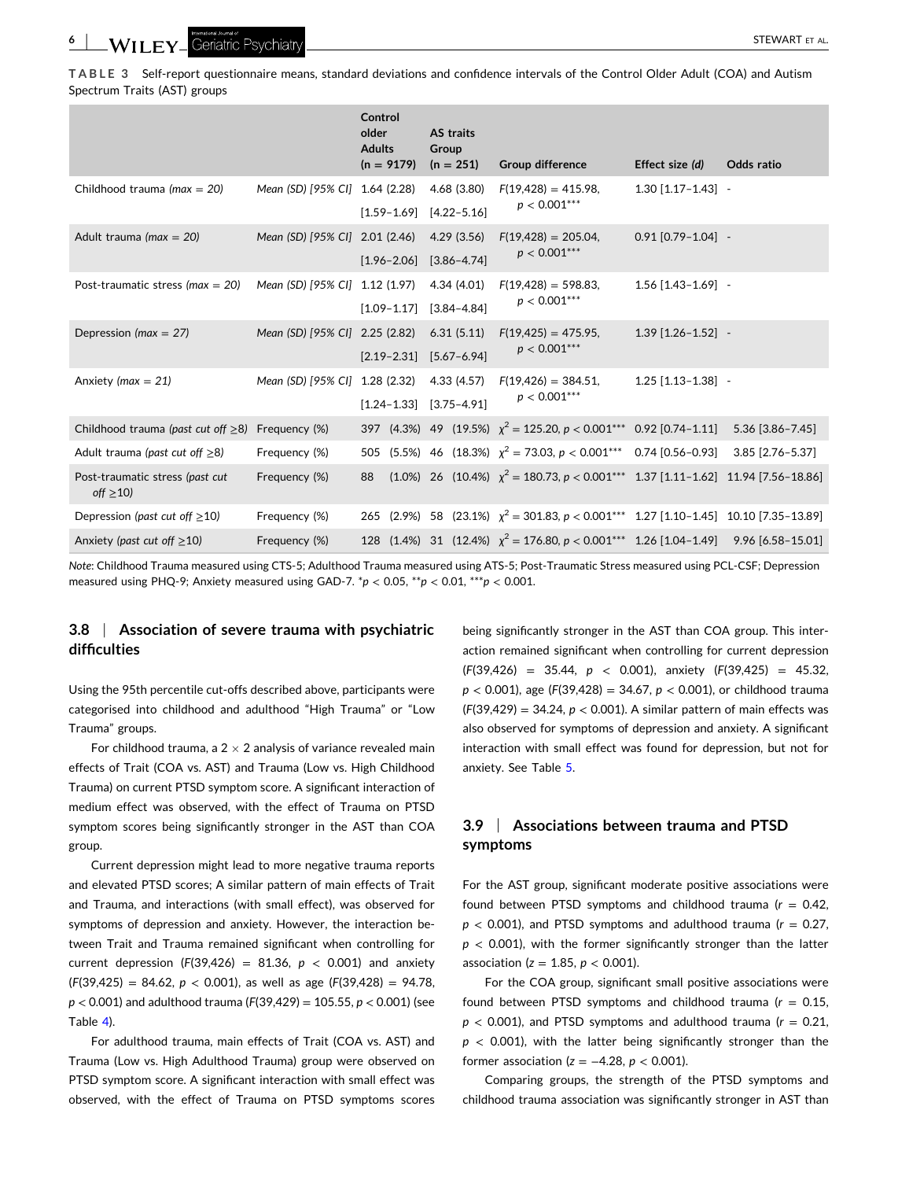**TABLE 3** Self-report questionnaire means, standard deviations and confidence intervals of the Control Older Adult (COA) and Autism Spectrum Traits (AST) groups

| | | Control older Adults (n = 9179) | AS traits Group (n = 251) | Group difference | Effect size (*d*) | Odds ratio |
|---|---|---|---|---|---|---|
| Childhood trauma (*max = 20*) | Mean (SD) [95% CI] | 1.64 (2.28) [1.59–1.69] | 4.68 (3.80) [4.22–5.16] | $F(19{,}428) = 415.98$, $p < 0.001^{***}$ | 1.30 [1.17–1.43] | - |
| Adult trauma (*max = 20*) | Mean (SD) [95% CI] | 2.01 (2.46) [1.96–2.06] | 4.29 (3.56) [3.86–4.74] | $F(19{,}428) = 205.04$, $p < 0.001^{***}$ | 0.91 [0.79–1.04] | - |
| Post-traumatic stress (*max = 20*) | Mean (SD) [95% CI] | 1.12 (1.97) [1.09–1.17] | 4.34 (4.01) [3.84–4.84] | $F(19{,}428) = 598.83$, $p < 0.001^{***}$ | 1.56 [1.43–1.69] | - |
| Depression (*max = 27*) | Mean (SD) [95% CI] | 2.25 (2.82) [2.19–2.31] | 6.31 (5.11) [5.67–6.94] | $F(19{,}425) = 475.95$, $p < 0.001^{***}$ | 1.39 [1.26–1.52] | - |
| Anxiety (*max = 21*) | Mean (SD) [95% CI] | 1.28 (2.32) [1.24–1.33] | 4.33 (4.57) [3.75–4.91] | $F(19{,}426) = 384.51$, $p < 0.001^{***}$ | 1.25 [1.13–1.38] | - |
| Childhood trauma (*past cut off ≥8*) | Frequency (%) | 397 (4.3%) | 49 (19.5%) | $\chi^2 = 125.20$, $p < 0.001^{***}$ | 0.92 [0.74–1.11] | 5.36 [3.86–7.45] |
| Adult trauma (*past cut off ≥8*) | Frequency (%) | 505 (5.5%) | 46 (18.3%) | $\chi^2 = 73.03$, $p < 0.001^{***}$ | 0.74 [0.56–0.93] | 3.85 [2.76–5.37] |
| Post-traumatic stress (*past cut off ≥10*) | Frequency (%) | 88 (1.0%) | 26 (10.4%) | $\chi^2 = 180.73$, $p < 0.001^{***}$ | 1.37 [1.11–1.62] | 11.94 [7.56–18.86] |
| Depression (*past cut off ≥10*) | Frequency (%) | 265 (2.9%) | 58 (23.1%) | $\chi^2 = 301.83$, $p < 0.001^{***}$ | 1.27 [1.10–1.45] | 10.10 [7.35–13.89] |
| Anxiety (*past cut off ≥10*) | Frequency (%) | 128 (1.4%) | 31 (12.4%) | $\chi^2 = 176.80$, $p < 0.001^{***}$ | 1.26 [1.04–1.49] | 9.96 [6.58–15.01] |

*Note*: Childhood Trauma measured using CTS-5; Adulthood Trauma measured using ATS-5; Post-Traumatic Stress measured using PCL-CSF; Depression measured using PHQ-9; Anxiety measured using GAD-7. $^{*}p < 0.05$, $^{**}p < 0.01$, $^{***}p < 0.001$.

## 3.8 | Association of severe trauma with psychiatric difficulties

Using the 95th percentile cut-offs described above, participants were categorised into childhood and adulthood "High Trauma" or "Low Trauma" groups.

For childhood trauma, a 2 × 2 analysis of variance revealed main effects of Trait (COA vs. AST) and Trauma (Low vs. High Childhood Trauma) on current PTSD symptom score. A significant interaction of medium effect was observed, with the effect of Trauma on PTSD symptom scores being significantly stronger in the AST than COA group.

Current depression might lead to more negative trauma reports and elevated PTSD scores; A similar pattern of main effects of Trait and Trauma, and interactions (with small effect), was observed for symptoms of depression and anxiety. However, the interaction between Trait and Trauma remained significant when controlling for current depression ($F(39{,}426) = 81.36$, $p < 0.001$) and anxiety ($F(39{,}425) = 84.62$, $p < 0.001$), as well as age ($F(39{,}428) = 94.78$, $p < 0.001$) and adulthood trauma ($F(39{,}429) = 105.55$, $p < 0.001$) (see Table 4).

For adulthood trauma, main effects of Trait (COA vs. AST) and Trauma (Low vs. High Adulthood Trauma) group were observed on PTSD symptom score. A significant interaction with small effect was observed, with the effect of Trauma on PTSD symptoms scores being significantly stronger in the AST than COA group. This interaction remained significant when controlling for current depression ($F(39{,}426) = 35.44$, $p < 0.001$), anxiety ($F(39{,}425) = 45.32$, $p < 0.001$), age ($F(39{,}428) = 34.67$, $p < 0.001$), or childhood trauma ($F(39{,}429) = 34.24$, $p < 0.001$). A similar pattern of main effects was also observed for symptoms of depression and anxiety. A significant interaction with small effect was found for depression, but not for anxiety. See Table 5.

## 3.9 | Associations between trauma and PTSD symptoms

For the AST group, significant moderate positive associations were found between PTSD symptoms and childhood trauma ($r = 0.42$, $p < 0.001$), and PTSD symptoms and adulthood trauma ($r = 0.27$, $p < 0.001$), with the former significantly stronger than the latter association ($z = 1.85$, $p < 0.001$).

For the COA group, significant small positive associations were found between PTSD symptoms and childhood trauma ($r = 0.15$, $p < 0.001$), and PTSD symptoms and adulthood trauma ($r = 0.21$, $p < 0.001$), with the latter being significantly stronger than the former association ($z = -4.28$, $p < 0.001$).

Comparing groups, the strength of the PTSD symptoms and childhood trauma association was significantly stronger in AST than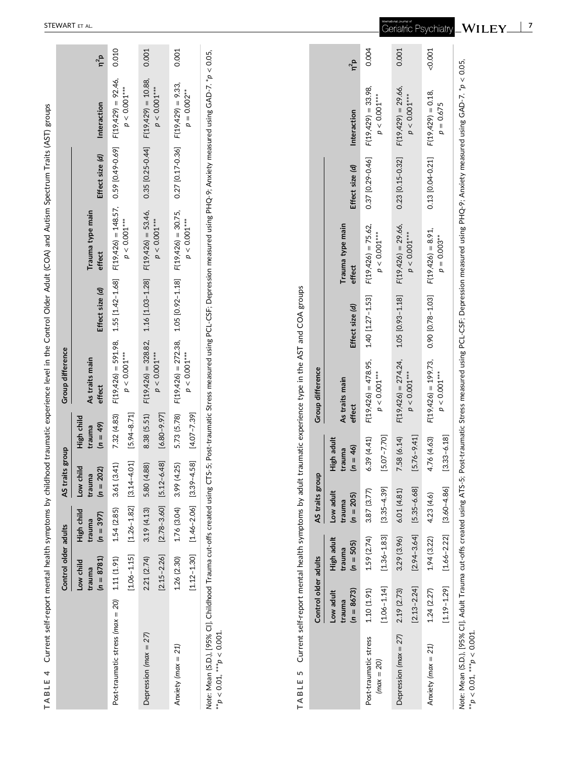**TABLE 4** Current self-report mental health symptoms by childhood traumatic experience level in the Control Older Adult (COA) and Autism Spectrum Traits (AST) groups

| | Control older adults | | AS traits group | | Group difference | | | | | |
|---|---|---|---|---|---|---|---|---|---|---|
| | Low child trauma ($n = 8781$) | High child trauma ($n = 397$) | Low child trauma ($n = 202$) | High child trauma ($n = 49$) | As traits main effect | Effect size (*d*) | Trauma type main effect | Effect size (*d*) | Interaction | $\eta^2p$ |
| Post-traumatic stress ($max = 20$) | 1.11 (1.91) [1.06–1.15] | 1.54 (2.85) [1.26–1.82] | 3.61 (3.41) [3.14–4.01] | 7.32 (4.83) [5.94–8.71] | $F(19,426) = 591.98$, $p < 0.001$*** | 1.55 [1.42–1.68] | $F(19,426) = 148.57$, $p < 0.001$*** | 0.59 [0.49–0.69] | $F(19,429) = 92.46$, $p < 0.001$*** | 0.010 |
| Depression ($max = 27$) | 2.21 (2.74) [2.15–2.26] | 3.19 (4.13) [2.78–3.60] | 5.80 (4.88) [5.12–6.48] | 8.38 (5.51) [6.80–9.97] | $F(19,426) = 328.82$, $p < 0.001$*** | 1.16 [1.03–1.28] | $F(19,426) = 53.46$, $p < 0.001$*** | 0.35 [0.25–0.44] | $F(19,429) = 10.88$, $p < 0.001$*** | 0.001 |
| Anxiety ($max = 21$) | 1.26 (2.30) [1.12–1.30] | 1.76 (3.04) [1.46–2.06] | 3.99 (4.25) [3.39–4.58] | 5.73 (5.78) [4.07–7.39] | $F(19,426) = 272.38$, $p < 0.001$*** | 1.05 [0.92–1.18] | $F(19,426) = 30.75$, $p < 0.001$*** | 0.27 [0.17–0.36] | $F(19,429) = 9.33$, $p = 0.002$** | 0.001 |

*Note*: Mean (S.D.), [95% CI]. Childhood Trauma cut-offs created using CTS-5; Post-traumatic Stress measured using PCL-CSF; Depression measured using PHQ-9; Anxiety measured using GAD-7. *$p < 0.05$, **$p < 0.01$, ***$p < 0.001$.

**TABLE 5** Current self-report mental health symptoms by adult traumatic experience type in the AST and COA groups

| | Control older adults | | AS traits group | | Group difference | | | | | |
|---|---|---|---|---|---|---|---|---|---|---|
| | Low adult trauma ($n = 8673$) | High adult trauma ($n = 505$) | Low adult trauma ($n = 205$) | High adult trauma ($n = 46$) | As traits main effect | Effect size (*d*) | Trauma type main effect | Effect size (*d*) | Interaction | $\eta^2p$ |
| Post-traumatic stress ($max = 20$) | 1.10 (1.91) [1.06–1.14] | 1.59 (2.74) [1.36–1.83] | 3.87 (3.77) [3.35–4.39] | 6.39 (4.41) [5.07–7.70] | $F(19,426) = 478.95$, $p < 0.001$*** | 1.40 [1.27–1.53] | $F(19,426) = 75.62$, $p < 0.001$*** | 0.37 [0.29–0.46] | $F(19,429) = 33.98$, $p < 0.001$*** | 0.004 |
| Depression ($max = 27$) | 2.19 (2.73) [2.13–2.24] | 3.29 (3.96) [2.94–3.64] | 6.01 (4.81) [5.35–6.68] | 7.58 (6.14) [5.76–9.41] | $F(19,426) = 274.24$, $p < 0.001$*** | 1.05 [0.93–1.18] | $F(19,426) = 29.66$, $p < 0.001$*** | 0.23 [0.15–0.32] | $F(19,429) = 29.66$, $p < 0.001$*** | 0.001 |
| Anxiety ($max = 21$) | 1.24 (2.27) [1.19–1.29] | 1.94 (3.22) [1.66–2.22] | 4.23 (4.6) [3.60–4.86] | 4.76 (4.63) [3.33–6.18] | $F(19,426) = 199.73$, $p < 0.001$*** | 0.90 [0.78–1.03] | $F(19,426) = 8.91$, $p = 0.003$** | 0.13 [0.04–0.21] | $F(19,429) = 0.18$, $p = 0.675$ | <0.001 |

*Note*: Mean (S.D.), [95% CI]. Adult Trauma cut-offs created using ATS-5; Post-traumatic Stress measured using PCL-CSF; Depression measured using PHQ-9; Anxiety measured using GAD-7. *$p < 0.05$, **$p < 0.01$, ***$p < 0.001$.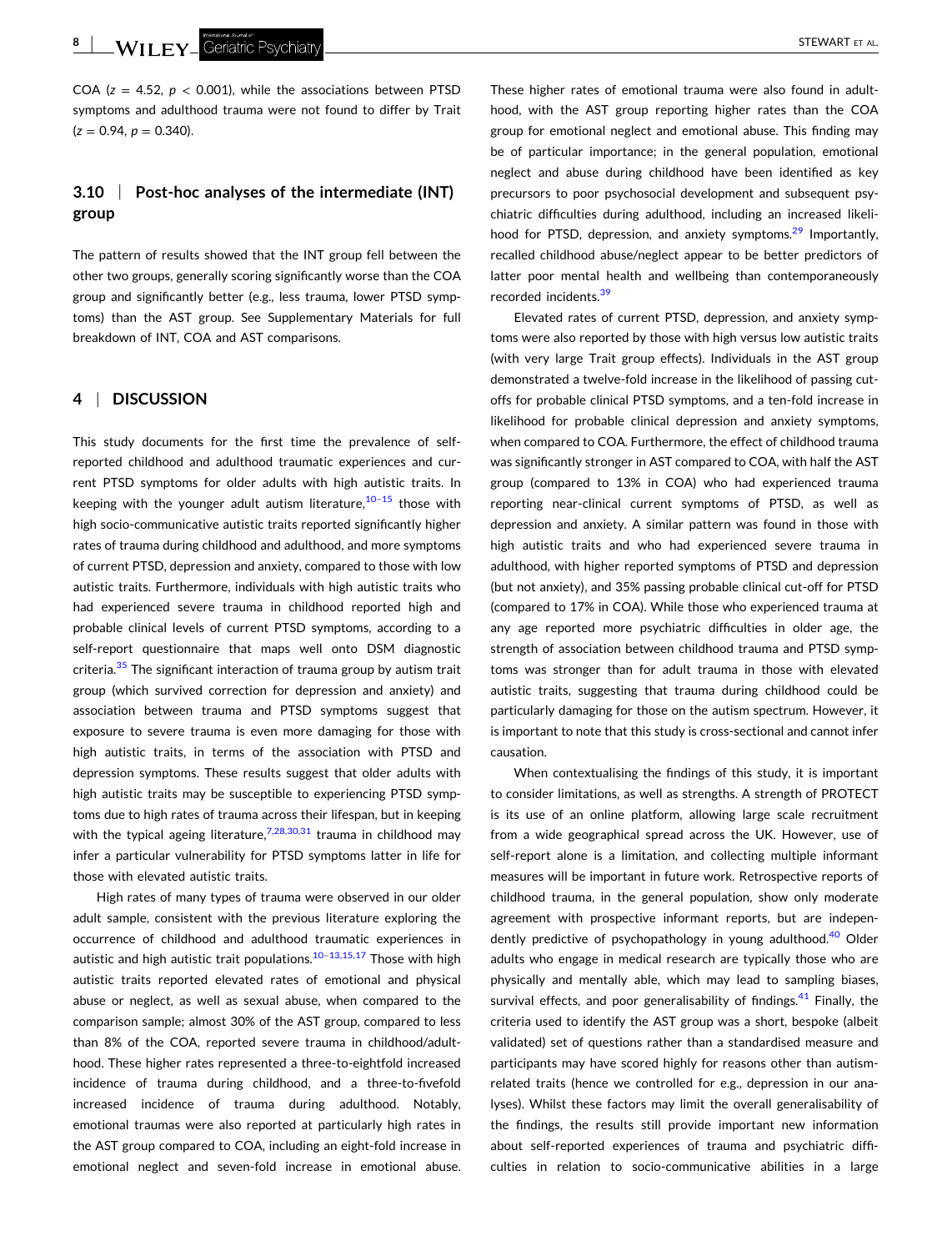COA ($z = 4.52$, $p < 0.001$), while the associations between PTSD symptoms and adulthood trauma were not found to differ by Trait ($z = 0.94$, $p = 0.340$).

### 3.10 | Post-hoc analyses of the intermediate (INT) group

The pattern of results showed that the INT group fell between the other two groups, generally scoring significantly worse than the COA group and significantly better (e.g., less trauma, lower PTSD symptoms) than the AST group. See Supplementary Materials for full breakdown of INT, COA and AST comparisons.

## 4 | DISCUSSION

This study documents for the first time the prevalence of self-reported childhood and adulthood traumatic experiences and current PTSD symptoms for older adults with high autistic traits. In keeping with the younger adult autism literature,[10–15] those with high socio-communicative autistic traits reported significantly higher rates of trauma during childhood and adulthood, and more symptoms of current PTSD, depression and anxiety, compared to those with low autistic traits. Furthermore, individuals with high autistic traits who had experienced severe trauma in childhood reported high and probable clinical levels of current PTSD symptoms, according to a self-report questionnaire that maps well onto DSM diagnostic criteria.[35] The significant interaction of trauma group by autism trait group (which survived correction for depression and anxiety) and association between trauma and PTSD symptoms suggest that exposure to severe trauma is even more damaging for those with high autistic traits, in terms of the association with PTSD and depression symptoms. These results suggest that older adults with high autistic traits may be susceptible to experiencing PTSD symptoms due to high rates of trauma across their lifespan, but in keeping with the typical ageing literature,[7,28,30,31] trauma in childhood may infer a particular vulnerability for PTSD symptoms latter in life for those with elevated autistic traits.

High rates of many types of trauma were observed in our older adult sample, consistent with the previous literature exploring the occurrence of childhood and adulthood traumatic experiences in autistic and high autistic trait populations.[10–13,15,17] Those with high autistic traits reported elevated rates of emotional and physical abuse or neglect, as well as sexual abuse, when compared to the comparison sample; almost 30% of the AST group, compared to less than 8% of the COA, reported severe trauma in childhood/adulthood. These higher rates represented a three-to-eightfold increased incidence of trauma during childhood, and a three-to-fivefold increased incidence of trauma during adulthood. Notably, emotional traumas were also reported at particularly high rates in the AST group compared to COA, including an eight-fold increase in emotional neglect and seven-fold increase in emotional abuse. These higher rates of emotional trauma were also found in adulthood, with the AST group reporting higher rates than the COA group for emotional neglect and emotional abuse. This finding may be of particular importance; in the general population, emotional neglect and abuse during childhood have been identified as key precursors to poor psychosocial development and subsequent psychiatric difficulties during adulthood, including an increased likelihood for PTSD, depression, and anxiety symptoms.[29] Importantly, recalled childhood abuse/neglect appear to be better predictors of latter poor mental health and wellbeing than contemporaneously recorded incidents.[39]

Elevated rates of current PTSD, depression, and anxiety symptoms were also reported by those with high versus low autistic traits (with very large Trait group effects). Individuals in the AST group demonstrated a twelve-fold increase in the likelihood of passing cut-offs for probable clinical PTSD symptoms, and a ten-fold increase in likelihood for probable clinical depression and anxiety symptoms, when compared to COA. Furthermore, the effect of childhood trauma was significantly stronger in AST compared to COA, with half the AST group (compared to 13% in COA) who had experienced trauma reporting near-clinical current symptoms of PTSD, as well as depression and anxiety. A similar pattern was found in those with high autistic traits and who had experienced severe trauma in adulthood, with higher reported symptoms of PTSD and depression (but not anxiety), and 35% passing probable clinical cut-off for PTSD (compared to 17% in COA). While those who experienced trauma at any age reported more psychiatric difficulties in older age, the strength of association between childhood trauma and PTSD symptoms was stronger than for adult trauma in those with elevated autistic traits, suggesting that trauma during childhood could be particularly damaging for those on the autism spectrum. However, it is important to note that this study is cross-sectional and cannot infer causation.

When contextualising the findings of this study, it is important to consider limitations, as well as strengths. A strength of PROTECT is its use of an online platform, allowing large scale recruitment from a wide geographical spread across the UK. However, use of self-report alone is a limitation, and collecting multiple informant measures will be important in future work. Retrospective reports of childhood trauma, in the general population, show only moderate agreement with prospective informant reports, but are independently predictive of psychopathology in young adulthood.[40] Older adults who engage in medical research are typically those who are physically and mentally able, which may lead to sampling biases, survival effects, and poor generalisability of findings.[41] Finally, the criteria used to identify the AST group was a short, bespoke (albeit validated) set of questions rather than a standardised measure and participants may have scored highly for reasons other than autism-related traits (hence we controlled for e.g., depression in our analyses). Whilst these factors may limit the overall generalisability of the findings, the results still provide important new information about self-reported experiences of trauma and psychiatric difficulties in relation to socio-communicative abilities in a large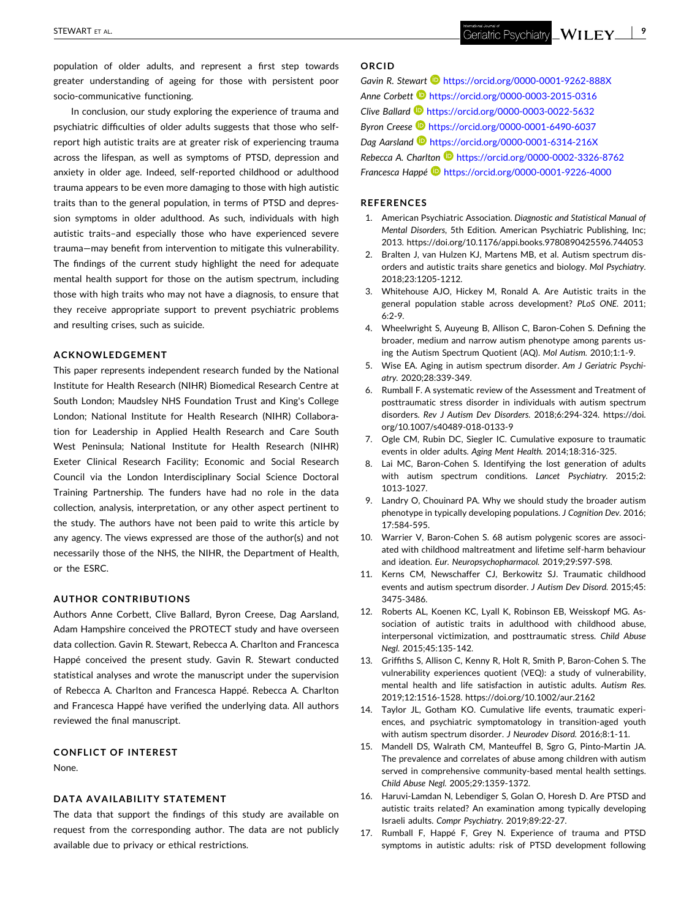population of older adults, and represent a first step towards greater understanding of ageing for those with persistent poor socio-communicative functioning.

In conclusion, our study exploring the experience of trauma and psychiatric difficulties of older adults suggests that those who self-report high autistic traits are at greater risk of experiencing trauma across the lifespan, as well as symptoms of PTSD, depression and anxiety in older age. Indeed, self-reported childhood or adulthood trauma appears to be even more damaging to those with high autistic traits than to the general population, in terms of PTSD and depression symptoms in older adulthood. As such, individuals with high autistic traits–and especially those who have experienced severe trauma—may benefit from intervention to mitigate this vulnerability. The findings of the current study highlight the need for adequate mental health support for those on the autism spectrum, including those with high traits who may not have a diagnosis, to ensure that they receive appropriate support to prevent psychiatric problems and resulting crises, such as suicide.

## ACKNOWLEDGEMENT

This paper represents independent research funded by the National Institute for Health Research (NIHR) Biomedical Research Centre at South London; Maudsley NHS Foundation Trust and King's College London; National Institute for Health Research (NIHR) Collaboration for Leadership in Applied Health Research and Care South West Peninsula; National Institute for Health Research (NIHR) Exeter Clinical Research Facility; Economic and Social Research Council via the London Interdisciplinary Social Science Doctoral Training Partnership. The funders have had no role in the data collection, analysis, interpretation, or any other aspect pertinent to the study. The authors have not been paid to write this article by any agency. The views expressed are those of the author(s) and not necessarily those of the NHS, the NIHR, the Department of Health, or the ESRC.

## AUTHOR CONTRIBUTIONS

Authors Anne Corbett, Clive Ballard, Byron Creese, Dag Aarsland, Adam Hampshire conceived the PROTECT study and have overseen data collection. Gavin R. Stewart, Rebecca A. Charlton and Francesca Happé conceived the present study. Gavin R. Stewart conducted statistical analyses and wrote the manuscript under the supervision of Rebecca A. Charlton and Francesca Happé. Rebecca A. Charlton and Francesca Happé have verified the underlying data. All authors reviewed the final manuscript.

## CONFLICT OF INTEREST

None.

## DATA AVAILABILITY STATEMENT

The data that support the findings of this study are available on request from the corresponding author. The data are not publicly available due to privacy or ethical restrictions.

## ORCID

*Gavin R. Stewart* https://orcid.org/0000-0001-9262-888X
*Anne Corbett* https://orcid.org/0000-0003-2015-0316
*Clive Ballard* https://orcid.org/0000-0003-0022-5632
*Byron Creese* https://orcid.org/0000-0001-6490-6037
*Dag Aarsland* https://orcid.org/0000-0001-6314-216X
*Rebecca A. Charlton* https://orcid.org/0000-0002-3326-8762
*Francesca Happé* https://orcid.org/0000-0001-9226-4000

## REFERENCES

1. American Psychiatric Association. *Diagnostic and Statistical Manual of Mental Disorders*, 5th Edition. American Psychiatric Publishing, Inc; 2013. https://doi.org/10.1176/appi.books.9780890425596.744053
2. Bralten J, van Hulzen KJ, Martens MB, et al. Autism spectrum disorders and autistic traits share genetics and biology. *Mol Psychiatry*. 2018;23:1205-1212.
3. Whitehouse AJO, Hickey M, Ronald A. Are Autistic traits in the general population stable across development? *PLoS ONE*. 2011; 6:2-9.
4. Wheelwright S, Auyeung B, Allison C, Baron-Cohen S. Defining the broader, medium and narrow autism phenotype among parents using the Autism Spectrum Quotient (AQ). *Mol Autism*. 2010;1:1-9.
5. Wise EA. Aging in autism spectrum disorder. *Am J Geriatric Psychiatry*. 2020;28:339-349.
6. Rumball F. A systematic review of the Assessment and Treatment of posttraumatic stress disorder in individuals with autism spectrum disorders. *Rev J Autism Dev Disorders*. 2018;6:294-324. https://doi.org/10.1007/s40489-018-0133-9
7. Ogle CM, Rubin DC, Siegler IC. Cumulative exposure to traumatic events in older adults. *Aging Ment Health*. 2014;18:316-325.
8. Lai MC, Baron-Cohen S. Identifying the lost generation of adults with autism spectrum conditions. *Lancet Psychiatry*. 2015;2: 1013-1027.
9. Landry O, Chouinard PA. Why we should study the broader autism phenotype in typically developing populations. *J Cognition Dev*. 2016; 17:584-595.
10. Warrier V, Baron-Cohen S. 68 autism polygenic scores are associated with childhood maltreatment and lifetime self-harm behaviour and ideation. *Eur. Neuropsychopharmacol*. 2019;29:S97-S98.
11. Kerns CM, Newschaffer CJ, Berkowitz SJ. Traumatic childhood events and autism spectrum disorder. *J Autism Dev Disord*. 2015;45: 3475-3486.
12. Roberts AL, Koenen KC, Lyall K, Robinson EB, Weisskopf MG. Association of autistic traits in adulthood with childhood abuse, interpersonal victimization, and posttraumatic stress. *Child Abuse Negl*. 2015;45:135-142.
13. Griffiths S, Allison C, Kenny R, Holt R, Smith P, Baron-Cohen S. The vulnerability experiences quotient (VEQ): a study of vulnerability, mental health and life satisfaction in autistic adults. *Autism Res*. 2019;12:1516-1528. https://doi.org/10.1002/aur.2162
14. Taylor JL, Gotham KO. Cumulative life events, traumatic experiences, and psychiatric symptomatology in transition-aged youth with autism spectrum disorder. *J Neurodev Disord*. 2016;8:1-11.
15. Mandell DS, Walrath CM, Manteuffel B, Sgro G, Pinto-Martin JA. The prevalence and correlates of abuse among children with autism served in comprehensive community-based mental health settings. *Child Abuse Negl*. 2005;29:1359-1372.
16. Haruvi-Lamdan N, Lebendiger S, Golan O, Horesh D. Are PTSD and autistic traits related? An examination among typically developing Israeli adults. *Compr Psychiatry*. 2019;89:22-27.
17. Rumball F, Happé F, Grey N. Experience of trauma and PTSD symptoms in autistic adults: risk of PTSD development following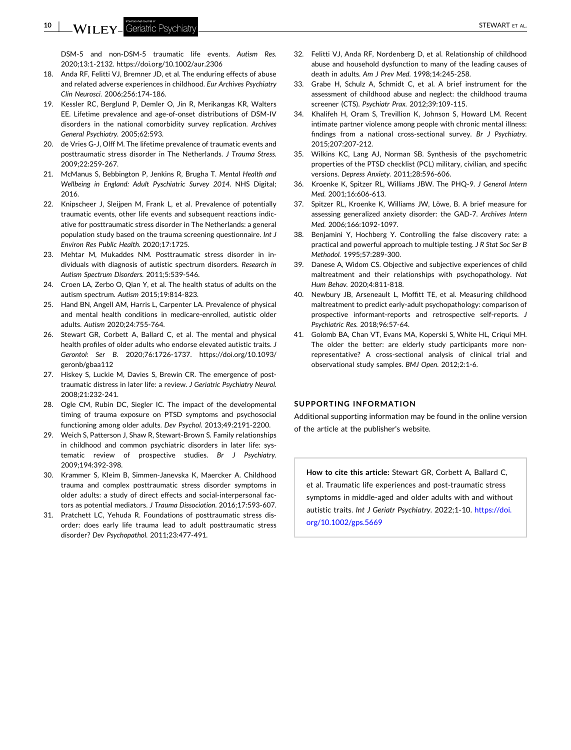DSM-5 and non-DSM-5 traumatic life events. *Autism Res.* 2020;13:1-2132. https://doi.org/10.1002/aur.2306

18. Anda RF, Felitti VJ, Bremner JD, et al. The enduring effects of abuse and related adverse experiences in childhood. *Eur Archives Psychiatry Clin Neurosci.* 2006;256:174-186.
19. Kessler RC, Berglund P, Demler O, Jin R, Merikangas KR, Walters EE. Lifetime prevalence and age-of-onset distributions of DSM-IV disorders in the national comorbidity survey replication. *Archives General Psychiatry.* 2005;62:593.
20. de Vries G-J, Olff M. The lifetime prevalence of traumatic events and posttraumatic stress disorder in The Netherlands. *J Trauma Stress.* 2009;22:259-267.
21. McManus S, Bebbington P, Jenkins R, Brugha T. *Mental Health and Wellbeing in England: Adult Pyschiatric Survey 2014*. NHS Digital; 2016.
22. Knipscheer J, Sleijpen M, Frank L, et al. Prevalence of potentially traumatic events, other life events and subsequent reactions indicative for posttraumatic stress disorder in The Netherlands: a general population study based on the trauma screening questionnaire. *Int J Environ Res Public Health.* 2020;17:1725.
23. Mehtar M, Mukaddes NM. Posttraumatic stress disorder in individuals with diagnosis of autistic spectrum disorders. *Research in Autism Spectrum Disorders.* 2011;5:539-546.
24. Croen LA, Zerbo O, Qian Y, et al. The health status of adults on the autism spectrum. *Autism* 2015;19:814-823.
25. Hand BN, Angell AM, Harris L, Carpenter LA. Prevalence of physical and mental health conditions in medicare-enrolled, autistic older adults. *Autism* 2020;24:755-764.
26. Stewart GR, Corbett A, Ballard C, et al. The mental and physical health profiles of older adults who endorse elevated autistic traits. *J Gerontol: Ser B.* 2020;76:1726-1737. https://doi.org/10.1093/geronb/gbaa112
27. Hiskey S, Luckie M, Davies S, Brewin CR. The emergence of posttraumatic distress in later life: a review. *J Geriatric Psychiatry Neurol.* 2008;21:232-241.
28. Ogle CM, Rubin DC, Siegler IC. The impact of the developmental timing of trauma exposure on PTSD symptoms and psychosocial functioning among older adults. *Dev Psychol.* 2013;49:2191-2200.
29. Weich S, Patterson J, Shaw R, Stewart-Brown S. Family relationships in childhood and common psychiatric disorders in later life: systematic review of prospective studies. *Br J Psychiatry.* 2009;194:392-398.
30. Krammer S, Kleim B, Simmen-Janevska K, Maercker A. Childhood trauma and complex posttraumatic stress disorder symptoms in older adults: a study of direct effects and social-interpersonal factors as potential mediators. *J Trauma Dissociation.* 2016;17:593-607.
31. Pratchett LC, Yehuda R. Foundations of posttraumatic stress disorder: does early life trauma lead to adult posttraumatic stress disorder? *Dev Psychopathol.* 2011;23:477-491.
32. Felitti VJ, Anda RF, Nordenberg D, et al. Relationship of childhood abuse and household dysfunction to many of the leading causes of death in adults. *Am J Prev Med.* 1998;14:245-258.
33. Grabe H, Schulz A, Schmidt C, et al. A brief instrument for the assessment of childhood abuse and neglect: the childhood trauma screener (CTS). *Psychiatr Prax.* 2012;39:109-115.
34. Khalifeh H, Oram S, Trevillion K, Johnson S, Howard LM. Recent intimate partner violence among people with chronic mental illness: findings from a national cross-sectional survey. *Br J Psychiatry.* 2015;207:207-212.
35. Wilkins KC, Lang AJ, Norman SB. Synthesis of the psychometric properties of the PTSD checklist (PCL) military, civilian, and specific versions. *Depress Anxiety.* 2011;28:596-606.
36. Kroenke K, Spitzer RL, Williams JBW. The PHQ-9. *J General Intern Med.* 2001;16:606-613.
37. Spitzer RL, Kroenke K, Williams JW, Löwe, B. A brief measure for assessing generalized anxiety disorder: the GAD-7. *Archives Intern Med.* 2006;166:1092-1097.
38. Benjamini Y, Hochberg Y. Controlling the false discovery rate: a practical and powerful approach to multiple testing. *J R Stat Soc Ser B Methodol.* 1995;57:289-300.
39. Danese A, Widom CS. Objective and subjective experiences of child maltreatment and their relationships with psychopathology. *Nat Hum Behav.* 2020;4:811-818.
40. Newbury JB, Arseneault L, Moffitt TE, et al. Measuring childhood maltreatment to predict early-adult psychopathology: comparison of prospective informant-reports and retrospective self-reports. *J Psychiatric Res.* 2018;96:57-64.
41. Golomb BA, Chan VT, Evans MA, Koperski S, White HL, Criqui MH. The older the better: are elderly study participants more non-representative? A cross-sectional analysis of clinical trial and observational study samples. *BMJ Open.* 2012;2:1-6.

## SUPPORTING INFORMATION

Additional supporting information may be found in the online version of the article at the publisher's website.

**How to cite this article:** Stewart GR, Corbett A, Ballard C, et al. Traumatic life experiences and post-traumatic stress symptoms in middle-aged and older adults with and without autistic traits. *Int J Geriatr Psychiatry*. 2022;1-10. https://doi.org/10.1002/gps.5669